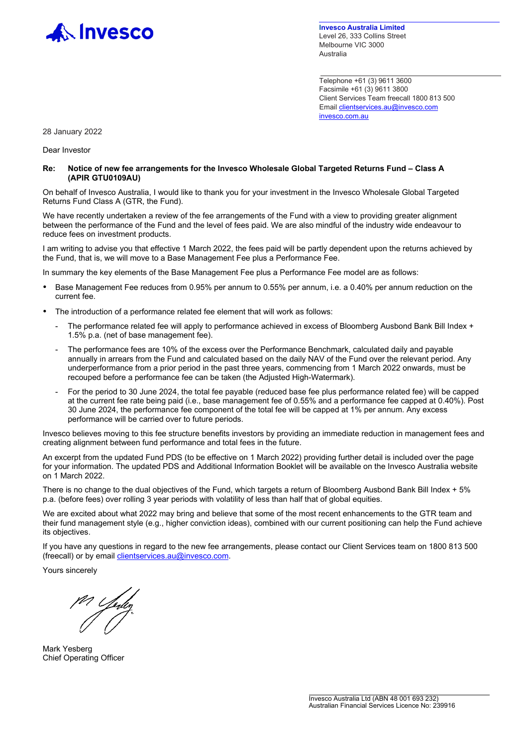**Invesco Australia Limited**
Level 26, 333 Collins Street
Melbourne VIC 3000
Australia

Telephone +61 (3) 9611 3600
Facsimile +61 (3) 9611 3800
Client Services Team freecall 1800 813 500
Email clientservices.au@invesco.com
invesco.com.au

28 January 2022

Dear Investor

**Re: Notice of new fee arrangements for the Invesco Wholesale Global Targeted Returns Fund – Class A (APIR GTU0109AU)**

On behalf of Invesco Australia, I would like to thank you for your investment in the Invesco Wholesale Global Targeted Returns Fund Class A (GTR, the Fund).

We have recently undertaken a review of the fee arrangements of the Fund with a view to providing greater alignment between the performance of the Fund and the level of fees paid. We are also mindful of the industry wide endeavour to reduce fees on investment products.

I am writing to advise you that effective 1 March 2022, the fees paid will be partly dependent upon the returns achieved by the Fund, that is, we will move to a Base Management Fee plus a Performance Fee.

In summary the key elements of the Base Management Fee plus a Performance Fee model are as follows:

- Base Management Fee reduces from 0.95% per annum to 0.55% per annum, i.e. a 0.40% per annum reduction on the current fee.
- The introduction of a performance related fee element that will work as follows:
  - The performance related fee will apply to performance achieved in excess of Bloomberg Ausbond Bank Bill Index + 1.5% p.a. (net of base management fee).
  - The performance fees are 10% of the excess over the Performance Benchmark, calculated daily and payable annually in arrears from the Fund and calculated based on the daily NAV of the Fund over the relevant period. Any underperformance from a prior period in the past three years, commencing from 1 March 2022 onwards, must be recouped before a performance fee can be taken (the Adjusted High-Watermark).
  - For the period to 30 June 2024, the total fee payable (reduced base fee plus performance related fee) will be capped at the current fee rate being paid (i.e., base management fee of 0.55% and a performance fee capped at 0.40%). Post 30 June 2024, the performance fee component of the total fee will be capped at 1% per annum. Any excess performance will be carried over to future periods.

Invesco believes moving to this fee structure benefits investors by providing an immediate reduction in management fees and creating alignment between fund performance and total fees in the future.

An excerpt from the updated Fund PDS (to be effective on 1 March 2022) providing further detail is included over the page for your information. The updated PDS and Additional Information Booklet will be available on the Invesco Australia website on 1 March 2022.

There is no change to the dual objectives of the Fund, which targets a return of Bloomberg Ausbond Bank Bill Index + 5% p.a. (before fees) over rolling 3 year periods with volatility of less than half that of global equities.

We are excited about what 2022 may bring and believe that some of the most recent enhancements to the GTR team and their fund management style (e.g., higher conviction ideas), combined with our current positioning can help the Fund achieve its objectives.

If you have any questions in regard to the new fee arrangements, please contact our Client Services team on 1800 813 500 (freecall) or by email clientservices.au@invesco.com.

Yours sincerely

Mark Yesberg
Chief Operating Officer

Invesco Australia Ltd (ABN 48 001 693 232)
Australian Financial Services Licence No: 239916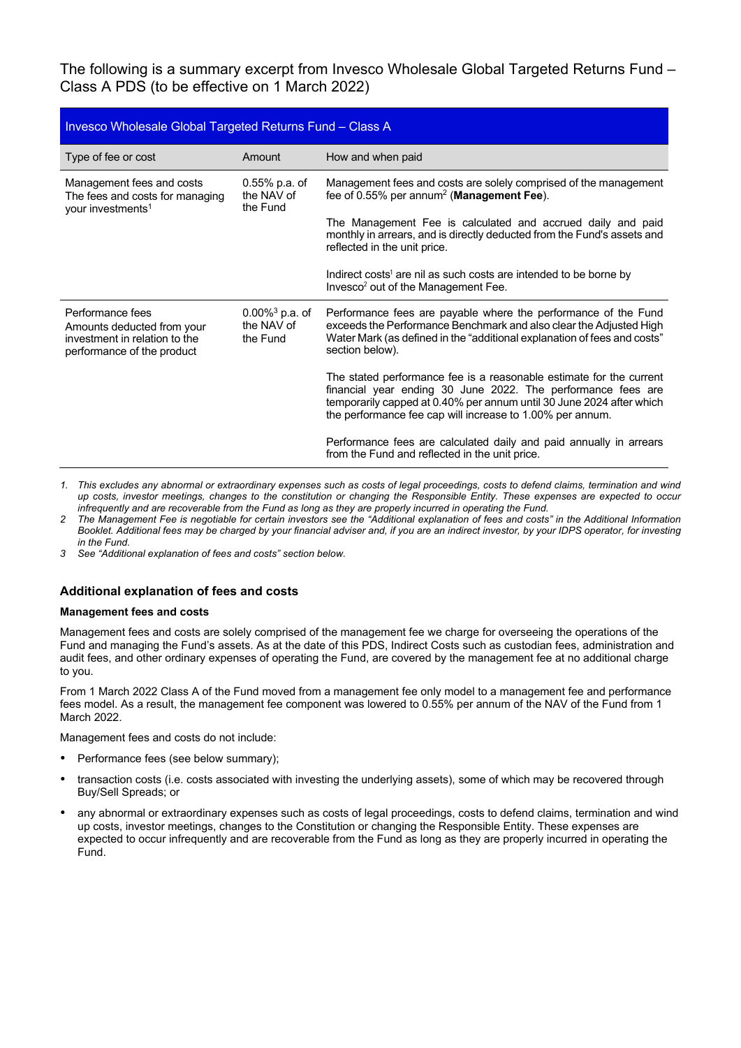The following is a summary excerpt from Invesco Wholesale Global Targeted Returns Fund – Class A PDS (to be effective on 1 March 2022)

| Invesco Wholesale Global Targeted Returns Fund – Class A | | |
|---|---|---|
| Type of fee or cost | Amount | How and when paid |
| Management fees and costs<br>The fees and costs for managing your investments[1] | 0.55% p.a. of the NAV of the Fund | Management fees and costs are solely comprised of the management fee of 0.55% per annum[2] (**Management Fee**).<br><br>The Management Fee is calculated and accrued daily and paid monthly in arrears, and is directly deducted from the Fund's assets and reflected in the unit price.<br><br>Indirect costs[1] are nil as such costs are intended to be borne by Invesco[2] out of the Management Fee. |
| Performance fees<br>Amounts deducted from your investment in relation to the performance of the product | 0.00%[3] p.a. of the NAV of the Fund | Performance fees are payable where the performance of the Fund exceeds the Performance Benchmark and also clear the Adjusted High Water Mark (as defined in the "additional explanation of fees and costs" section below).<br><br>The stated performance fee is a reasonable estimate for the current financial year ending 30 June 2022. The performance fees are temporarily capped at 0.40% per annum until 30 June 2024 after which the performance fee cap will increase to 1.00% per annum.<br><br>Performance fees are calculated daily and paid annually in arrears from the Fund and reflected in the unit price. |

1. *This excludes any abnormal or extraordinary expenses such as costs of legal proceedings, costs to defend claims, termination and wind up costs, investor meetings, changes to the constitution or changing the Responsible Entity. These expenses are expected to occur infrequently and are recoverable from the Fund as long as they are properly incurred in operating the Fund.*
2. *The Management Fee is negotiable for certain investors see the "Additional explanation of fees and costs" in the Additional Information Booklet. Additional fees may be charged by your financial adviser and, if you are an indirect investor, by your IDPS operator, for investing in the Fund.*
3. *See "Additional explanation of fees and costs" section below.*

## Additional explanation of fees and costs

### Management fees and costs

Management fees and costs are solely comprised of the management fee we charge for overseeing the operations of the Fund and managing the Fund's assets. As at the date of this PDS, Indirect Costs such as custodian fees, administration and audit fees, and other ordinary expenses of operating the Fund, are covered by the management fee at no additional charge to you.

From 1 March 2022 Class A of the Fund moved from a management fee only model to a management fee and performance fees model. As a result, the management fee component was lowered to 0.55% per annum of the NAV of the Fund from 1 March 2022.

Management fees and costs do not include:

- Performance fees (see below summary);
- transaction costs (i.e. costs associated with investing the underlying assets), some of which may be recovered through Buy/Sell Spreads; or
- any abnormal or extraordinary expenses such as costs of legal proceedings, costs to defend claims, termination and wind up costs, investor meetings, changes to the Constitution or changing the Responsible Entity. These expenses are expected to occur infrequently and are recoverable from the Fund as long as they are properly incurred in operating the Fund.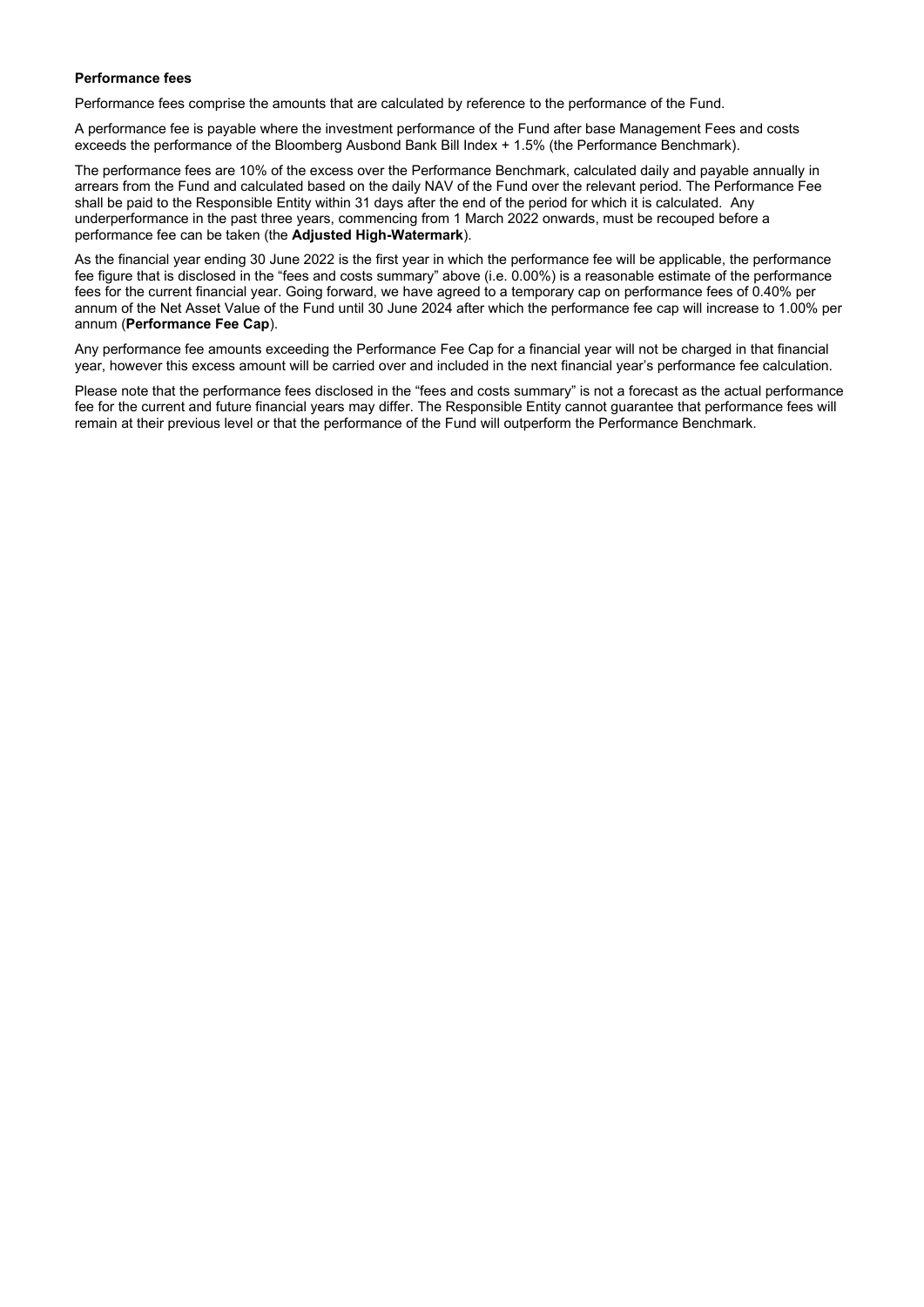**Performance fees**

Performance fees comprise the amounts that are calculated by reference to the performance of the Fund.

A performance fee is payable where the investment performance of the Fund after base Management Fees and costs exceeds the performance of the Bloomberg Ausbond Bank Bill Index + 1.5% (the Performance Benchmark).

The performance fees are 10% of the excess over the Performance Benchmark, calculated daily and payable annually in arrears from the Fund and calculated based on the daily NAV of the Fund over the relevant period. The Performance Fee shall be paid to the Responsible Entity within 31 days after the end of the period for which it is calculated. Any underperformance in the past three years, commencing from 1 March 2022 onwards, must be recouped before a performance fee can be taken (the **Adjusted High-Watermark**).

As the financial year ending 30 June 2022 is the first year in which the performance fee will be applicable, the performance fee figure that is disclosed in the "fees and costs summary" above (i.e. 0.00%) is a reasonable estimate of the performance fees for the current financial year. Going forward, we have agreed to a temporary cap on performance fees of 0.40% per annum of the Net Asset Value of the Fund until 30 June 2024 after which the performance fee cap will increase to 1.00% per annum (**Performance Fee Cap**).

Any performance fee amounts exceeding the Performance Fee Cap for a financial year will not be charged in that financial year, however this excess amount will be carried over and included in the next financial year's performance fee calculation.

Please note that the performance fees disclosed in the "fees and costs summary" is not a forecast as the actual performance fee for the current and future financial years may differ. The Responsible Entity cannot guarantee that performance fees will remain at their previous level or that the performance of the Fund will outperform the Performance Benchmark.